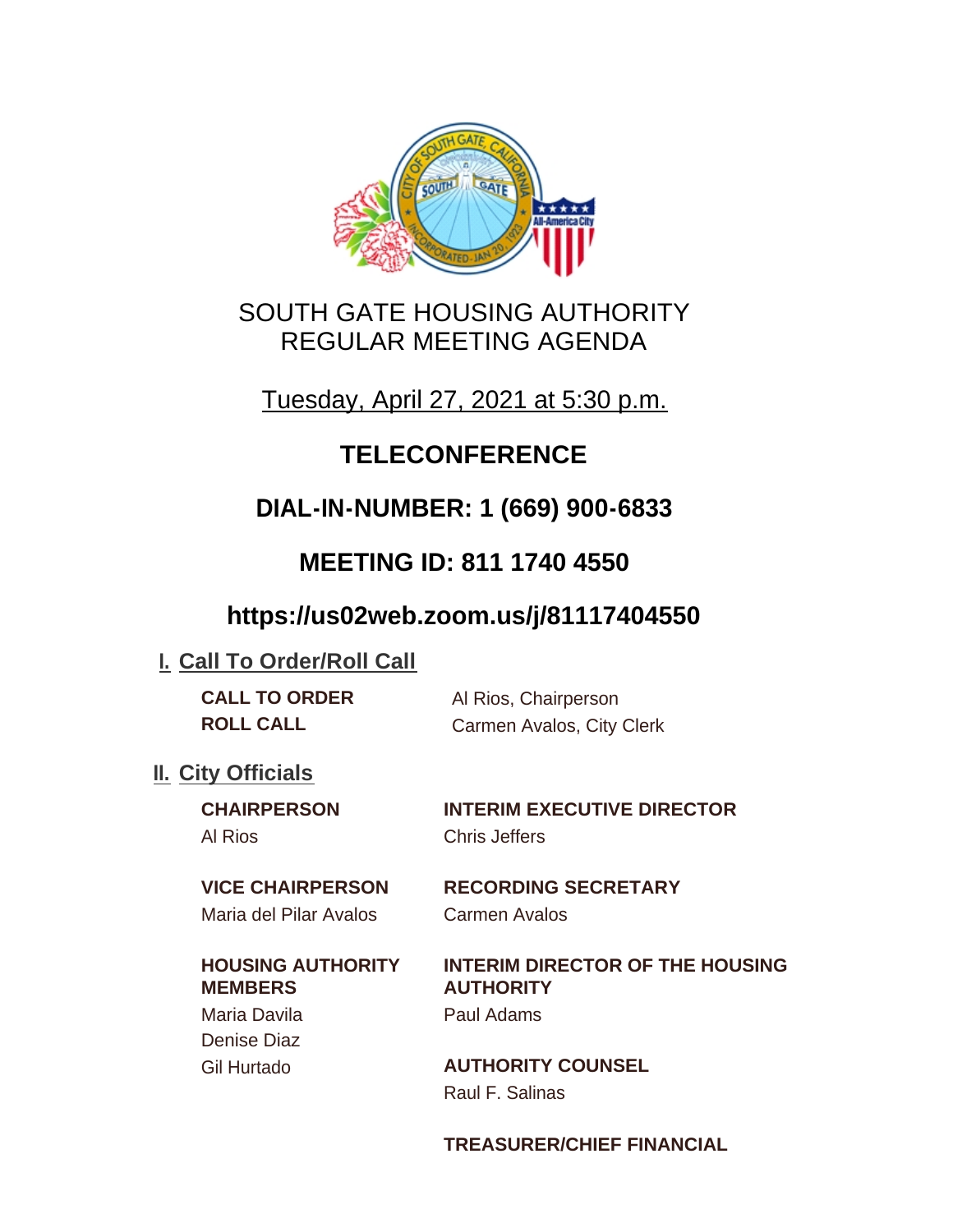# SOUTH GATE HOUSING AUTHORITY
# REGULAR MEETING AGENDA

Tuesday, April 27, 2021 at 5:30 p.m.

## TELECONFERENCE

## DIAL-IN-NUMBER: 1 (669) 900-6833

## MEETING ID: 811 1740 4550

## https://us02web.zoom.us/j/81117404550

## I. Call To Order/Roll Call

**CALL TO ORDER** Al Rios, Chairperson

**ROLL CALL** Carmen Avalos, City Clerk

## II. City Officials

**CHAIRPERSON**
Al Rios

**VICE CHAIRPERSON**
Maria del Pilar Avalos

**HOUSING AUTHORITY MEMBERS**
Maria Davila
Denise Diaz
Gil Hurtado

**INTERIM EXECUTIVE DIRECTOR**
Chris Jeffers

**RECORDING SECRETARY**
Carmen Avalos

**INTERIM DIRECTOR OF THE HOUSING AUTHORITY**
Paul Adams

**AUTHORITY COUNSEL**
Raul F. Salinas

**TREASURER/CHIEF FINANCIAL**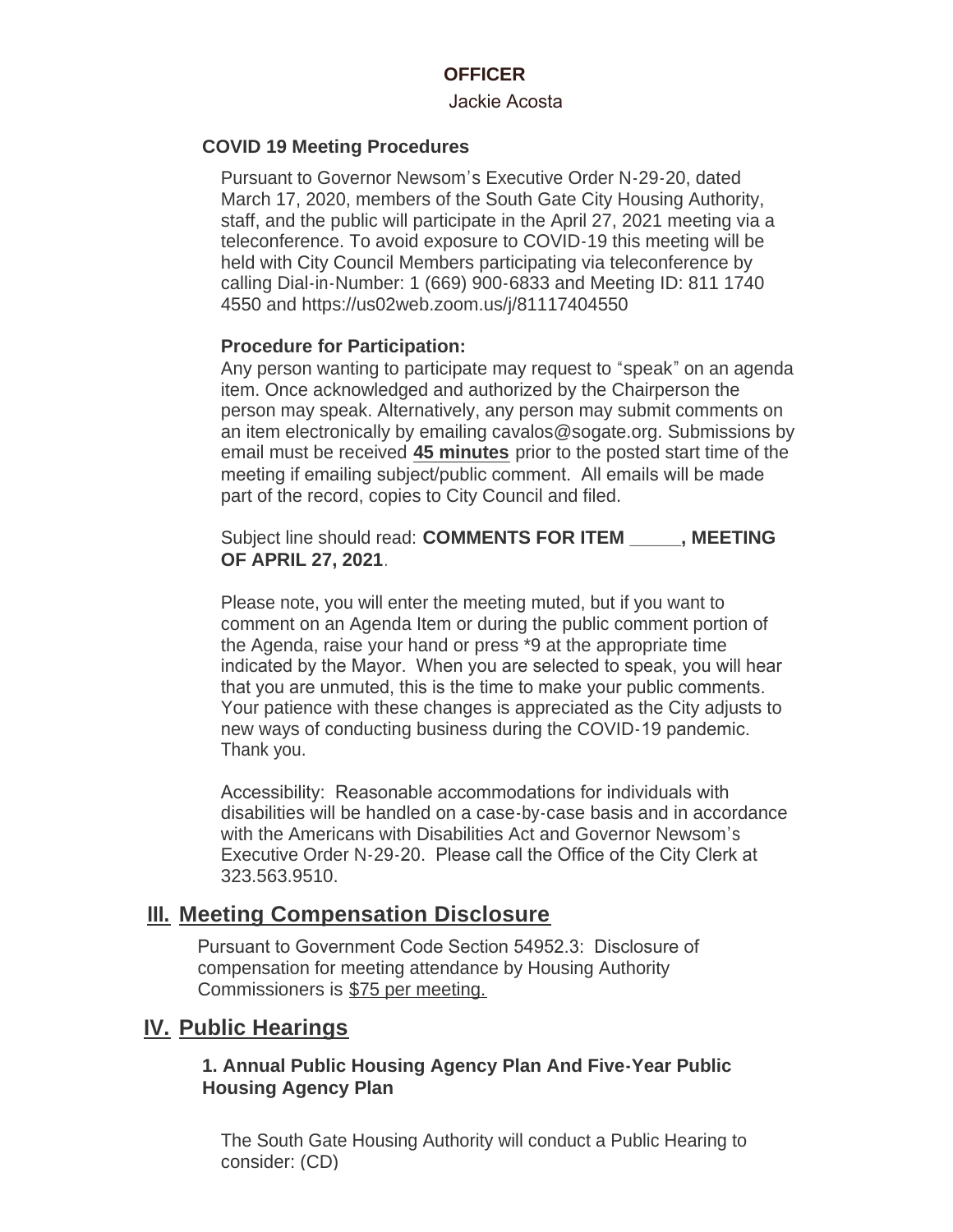**OFFICER**

Jackie Acosta

**COVID 19 Meeting Procedures**

Pursuant to Governor Newsom's Executive Order N-29-20, dated March 17, 2020, members of the South Gate City Housing Authority, staff, and the public will participate in the April 27, 2021 meeting via a teleconference. To avoid exposure to COVID-19 this meeting will be held with City Council Members participating via teleconference by calling Dial-in-Number: 1 (669) 900-6833 and Meeting ID: 811 1740 4550 and https://us02web.zoom.us/j/81117404550

**Procedure for Participation:**

Any person wanting to participate may request to "speak" on an agenda item. Once acknowledged and authorized by the Chairperson the person may speak. Alternatively, any person may submit comments on an item electronically by emailing cavalos@sogate.org. Submissions by email must be received **45 minutes** prior to the posted start time of the meeting if emailing subject/public comment. All emails will be made part of the record, copies to City Council and filed.

Subject line should read: **COMMENTS FOR ITEM _____, MEETING OF APRIL 27, 2021**.

Please note, you will enter the meeting muted, but if you want to comment on an Agenda Item or during the public comment portion of the Agenda, raise your hand or press *9 at the appropriate time indicated by the Mayor. When you are selected to speak, you will hear that you are unmuted, this is the time to make your public comments. Your patience with these changes is appreciated as the City adjusts to new ways of conducting business during the COVID-19 pandemic. Thank you.

Accessibility: Reasonable accommodations for individuals with disabilities will be handled on a case-by-case basis and in accordance with the Americans with Disabilities Act and Governor Newsom's Executive Order N-29-20. Please call the Office of the City Clerk at 323.563.9510.

## III. Meeting Compensation Disclosure

Pursuant to Government Code Section 54952.3: Disclosure of compensation for meeting attendance by Housing Authority Commissioners is $75 per meeting.

## IV. Public Hearings

### 1. Annual Public Housing Agency Plan And Five-Year Public Housing Agency Plan

The South Gate Housing Authority will conduct a Public Hearing to consider: (CD)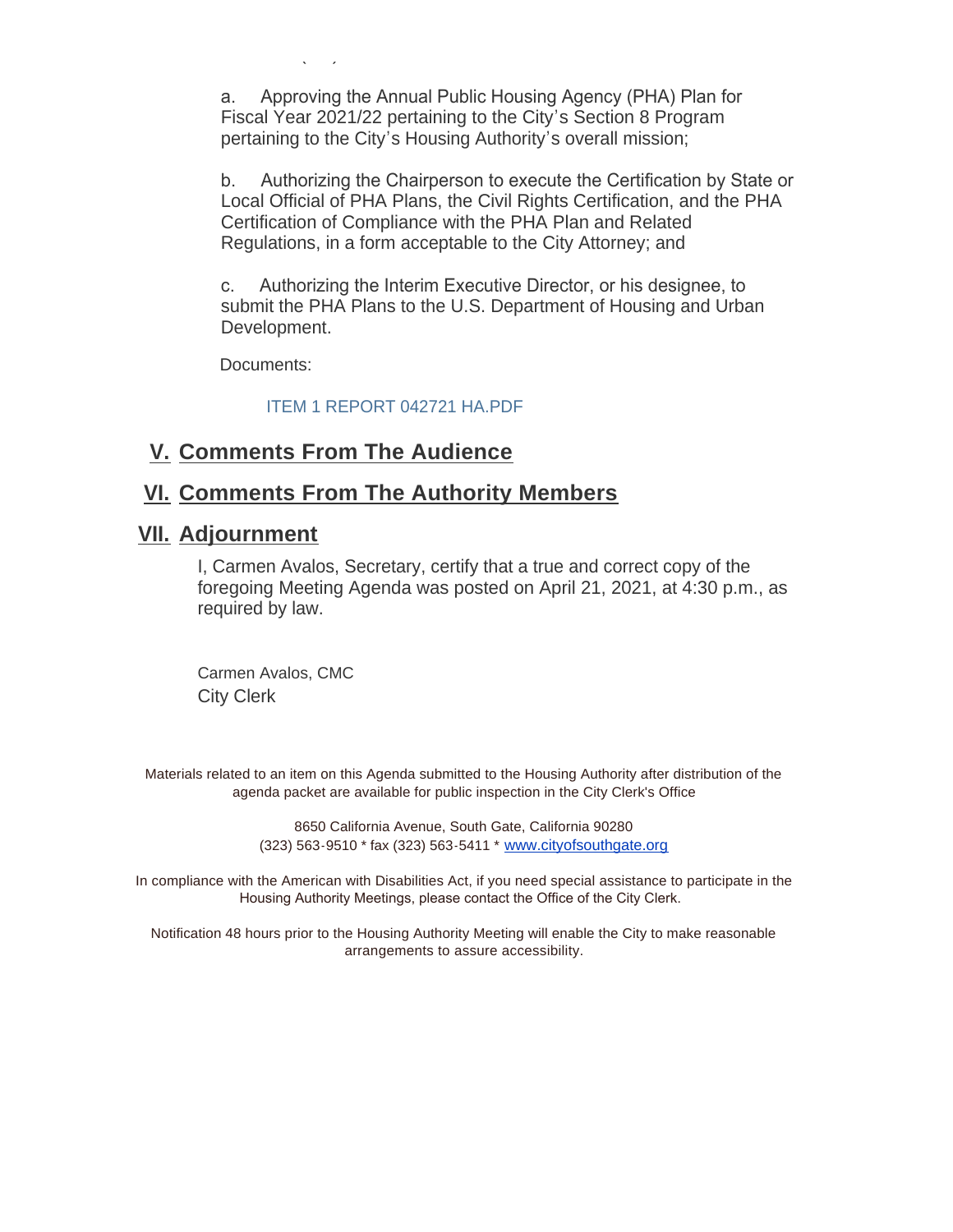a. Approving the Annual Public Housing Agency (PHA) Plan for Fiscal Year 2021/22 pertaining to the City's Section 8 Program pertaining to the City's Housing Authority's overall mission;

b. Authorizing the Chairperson to execute the Certification by State or Local Official of PHA Plans, the Civil Rights Certification, and the PHA Certification of Compliance with the PHA Plan and Related Regulations, in a form acceptable to the City Attorney; and

c. Authorizing the Interim Executive Director, or his designee, to submit the PHA Plans to the U.S. Department of Housing and Urban Development.

Documents:

ITEM 1 REPORT 042721 HA.PDF

## V. Comments From The Audience

## VI. Comments From The Authority Members

## VII. Adjournment

I, Carmen Avalos, Secretary, certify that a true and correct copy of the foregoing Meeting Agenda was posted on April 21, 2021, at 4:30 p.m., as required by law.

Carmen Avalos, CMC
City Clerk

Materials related to an item on this Agenda submitted to the Housing Authority after distribution of the agenda packet are available for public inspection in the City Clerk's Office

8650 California Avenue, South Gate, California 90280
(323) 563-9510 * fax (323) 563-5411 * www.cityofsouthgate.org

In compliance with the American with Disabilities Act, if you need special assistance to participate in the Housing Authority Meetings, please contact the Office of the City Clerk.

Notification 48 hours prior to the Housing Authority Meeting will enable the City to make reasonable arrangements to assure accessibility.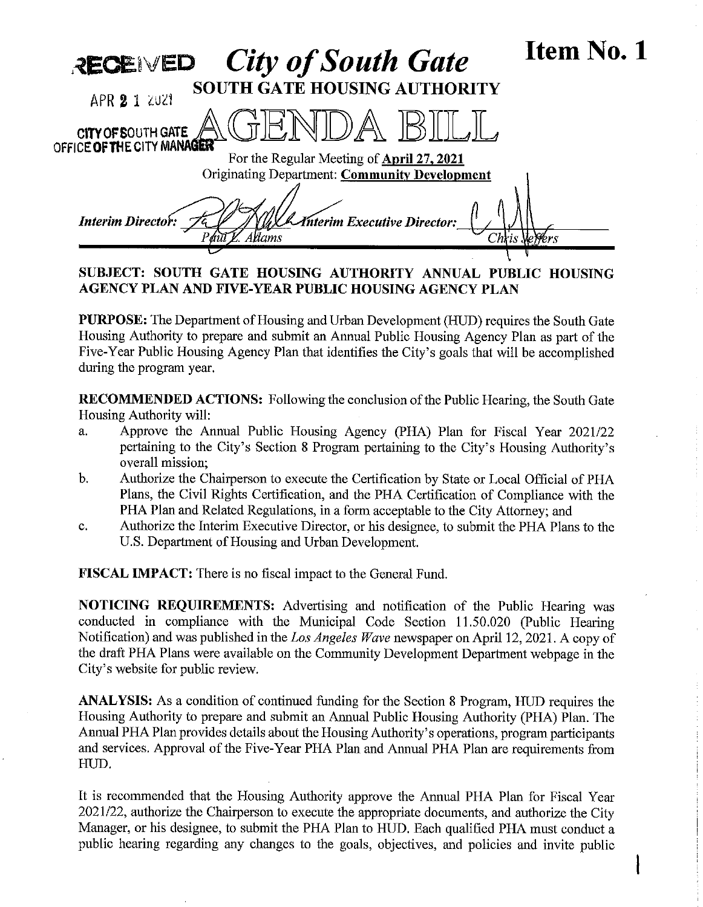RECEIVED
APR 21 2021
CITY OF SOUTH GATE
OFFICE OF THE CITY MANAGER

# *City of South Gate*

**Item No. 1**

## SOUTH GATE HOUSING AUTHORITY

# AGENDA BILL

For the Regular Meeting of **April 27, 2021**

Originating Department: **Community Development**

*Interim Director:* Paul L. Adams *Interim Executive Director:* Chris Jeffers

**SUBJECT: SOUTH GATE HOUSING AUTHORITY ANNUAL PUBLIC HOUSING AGENCY PLAN AND FIVE-YEAR PUBLIC HOUSING AGENCY PLAN**

**PURPOSE:** The Department of Housing and Urban Development (HUD) requires the South Gate Housing Authority to prepare and submit an Annual Public Housing Agency Plan as part of the Five-Year Public Housing Agency Plan that identifies the City's goals that will be accomplished during the program year.

**RECOMMENDED ACTIONS:** Following the conclusion of the Public Hearing, the South Gate Housing Authority will:

a. Approve the Annual Public Housing Agency (PHA) Plan for Fiscal Year 2021/22 pertaining to the City's Section 8 Program pertaining to the City's Housing Authority's overall mission;
b. Authorize the Chairperson to execute the Certification by State or Local Official of PHA Plans, the Civil Rights Certification, and the PHA Certification of Compliance with the PHA Plan and Related Regulations, in a form acceptable to the City Attorney; and
c. Authorize the Interim Executive Director, or his designee, to submit the PHA Plans to the U.S. Department of Housing and Urban Development.

**FISCAL IMPACT:** There is no fiscal impact to the General Fund.

**NOTICING REQUIREMENTS:** Advertising and notification of the Public Hearing was conducted in compliance with the Municipal Code Section 11.50.020 (Public Hearing Notification) and was published in the *Los Angeles Wave* newspaper on April 12, 2021. A copy of the draft PHA Plans were available on the Community Development Department webpage in the City's website for public review.

**ANALYSIS:** As a condition of continued funding for the Section 8 Program, HUD requires the Housing Authority to prepare and submit an Annual Public Housing Authority (PHA) Plan. The Annual PHA Plan provides details about the Housing Authority's operations, program participants and services. Approval of the Five-Year PHA Plan and Annual PHA Plan are requirements from HUD.

It is recommended that the Housing Authority approve the Annual PHA Plan for Fiscal Year 2021/22, authorize the Chairperson to execute the appropriate documents, and authorize the City Manager, or his designee, to submit the PHA Plan to HUD. Each qualified PHA must conduct a public hearing regarding any changes to the goals, objectives, and policies and invite public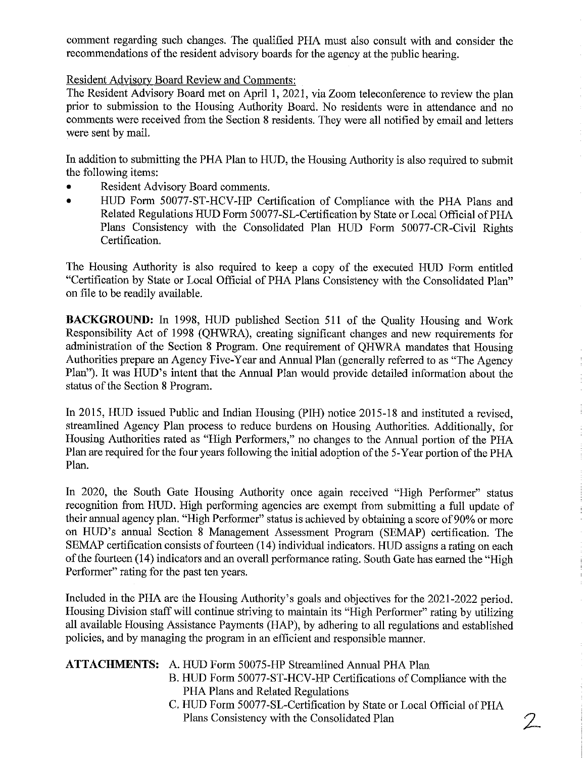comment regarding such changes. The qualified PHA must also consult with and consider the recommendations of the resident advisory boards for the agency at the public hearing.

Resident Advisory Board Review and Comments:

The Resident Advisory Board met on April 1, 2021, via Zoom teleconference to review the plan prior to submission to the Housing Authority Board. No residents were in attendance and no comments were received from the Section 8 residents. They were all notified by email and letters were sent by mail.

In addition to submitting the PHA Plan to HUD, the Housing Authority is also required to submit the following items:

- Resident Advisory Board comments.
- HUD Form 50077-ST-HCV-HP Certification of Compliance with the PHA Plans and Related Regulations HUD Form 50077-SL-Certification by State or Local Official of PHA Plans Consistency with the Consolidated Plan HUD Form 50077-CR-Civil Rights Certification.

The Housing Authority is also required to keep a copy of the executed HUD Form entitled "Certification by State or Local Official of PHA Plans Consistency with the Consolidated Plan" on file to be readily available.

**BACKGROUND:** In 1998, HUD published Section 511 of the Quality Housing and Work Responsibility Act of 1998 (QHWRA), creating significant changes and new requirements for administration of the Section 8 Program. One requirement of QHWRA mandates that Housing Authorities prepare an Agency Five-Year and Annual Plan (generally referred to as "The Agency Plan"). It was HUD's intent that the Annual Plan would provide detailed information about the status of the Section 8 Program.

In 2015, HUD issued Public and Indian Housing (PIH) notice 2015-18 and instituted a revised, streamlined Agency Plan process to reduce burdens on Housing Authorities. Additionally, for Housing Authorities rated as "High Performers," no changes to the Annual portion of the PHA Plan are required for the four years following the initial adoption of the 5-Year portion of the PHA Plan.

In 2020, the South Gate Housing Authority once again received "High Performer" status recognition from HUD. High performing agencies are exempt from submitting a full update of their annual agency plan. "High Performer" status is achieved by obtaining a score of 90% or more on HUD's annual Section 8 Management Assessment Program (SEMAP) certification. The SEMAP certification consists of fourteen (14) individual indicators. HUD assigns a rating on each of the fourteen (14) indicators and an overall performance rating. South Gate has earned the "High Performer" rating for the past ten years.

Included in the PHA are the Housing Authority's goals and objectives for the 2021-2022 period. Housing Division staff will continue striving to maintain its "High Performer" rating by utilizing all available Housing Assistance Payments (HAP), by adhering to all regulations and established policies, and by managing the program in an efficient and responsible manner.

**ATTACHMENTS:**
A. HUD Form 50075-HP Streamlined Annual PHA Plan
B. HUD Form 50077-ST-HCV-HP Certifications of Compliance with the PHA Plans and Related Regulations
C. HUD Form 50077-SL-Certification by State or Local Official of PHA Plans Consistency with the Consolidated Plan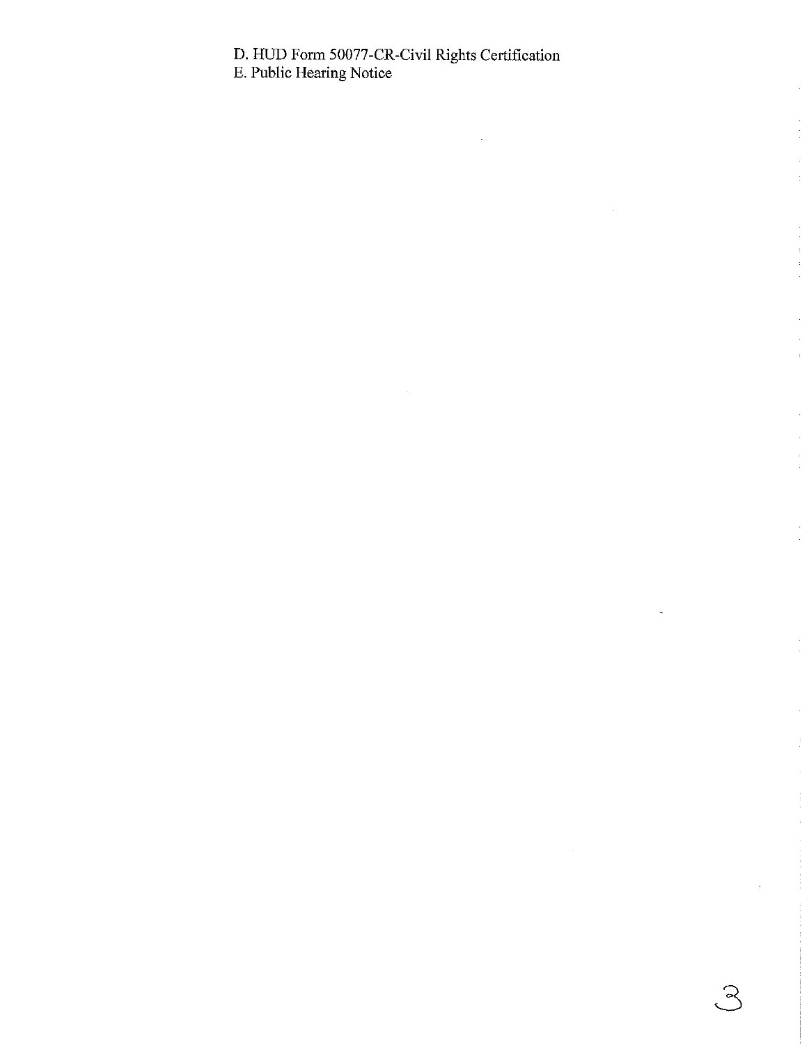D. HUD Form 50077-CR-Civil Rights Certification

E. Public Hearing Notice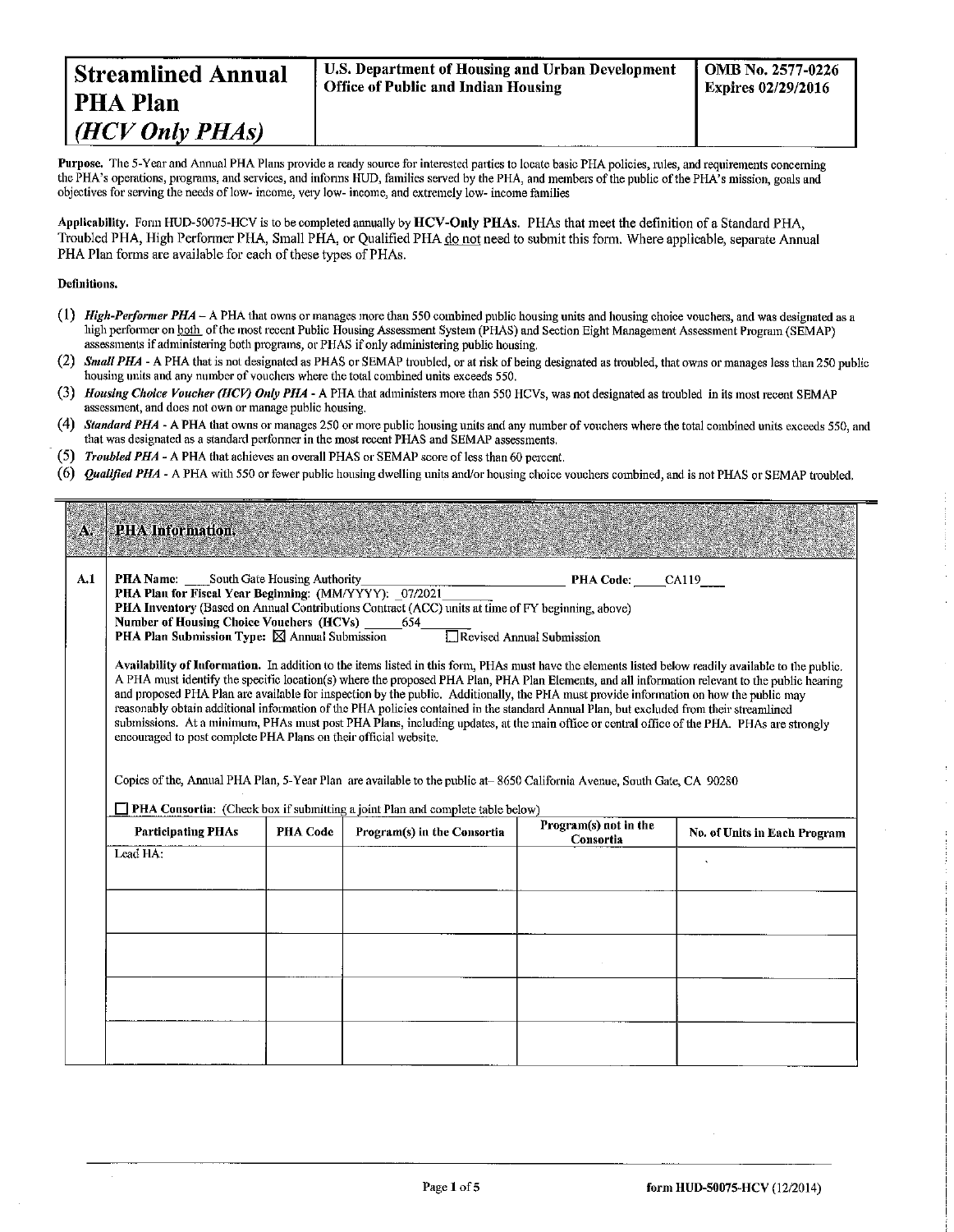| Streamlined Annual PHA Plan *(HCV Only PHAs)* | U.S. Department of Housing and Urban Development Office of Public and Indian Housing | OMB No. 2577-0226 Expires 02/29/2016 |
|---|---|---|

**Purpose.** The 5-Year and Annual PHA Plans provide a ready source for interested parties to locate basic PHA policies, rules, and requirements concerning the PHA's operations, programs, and services, and informs HUD, families served by the PHA, and members of the public of the PHA's mission, goals and objectives for serving the needs of low- income, very low- income, and extremely low- income families

**Applicability.** Form HUD-50075-HCV is to be completed annually by **HCV-Only PHAs**. PHAs that meet the definition of a Standard PHA, Troubled PHA, High Performer PHA, Small PHA, or Qualified PHA do not need to submit this form. Where applicable, separate Annual PHA Plan forms are available for each of these types of PHAs.

**Definitions.**

(1) ***High-Performer PHA*** – A PHA that owns or manages more than 550 combined public housing units and housing choice vouchers, and was designated as a high performer on both of the most recent Public Housing Assessment System (PHAS) and Section Eight Management Assessment Program (SEMAP) assessments if administering both programs, or PHAS if only administering public housing.

(2) ***Small PHA*** - A PHA that is not designated as PHAS or SEMAP troubled, or at risk of being designated as troubled, that owns or manages less than 250 public housing units and any number of vouchers where the total combined units exceeds 550.

(3) ***Housing Choice Voucher (HCV) Only PHA*** - A PHA that administers more than 550 HCVs, was not designated as troubled in its most recent SEMAP assessment, and does not own or manage public housing.

(4) ***Standard PHA*** - A PHA that owns or manages 250 or more public housing units and any number of vouchers where the total combined units exceeds 550, and that was designated as a standard performer in the most recent PHAS and SEMAP assessments.

(5) ***Troubled PHA*** - A PHA that achieves an overall PHAS or SEMAP score of less than 60 percent.

(6) ***Qualified PHA*** - A PHA with 550 or fewer public housing dwelling units and/or housing choice vouchers combined, and is not PHAS or SEMAP troubled.

## A. PHA Information.

**A.1**

**PHA Name:** South Gate Housing Authority **PHA Code:** CA119

**PHA Plan for Fiscal Year Beginning:** (MM/YYYY): 07/2021

**PHA Inventory** (Based on Annual Contributions Contract (ACC) units at time of FY beginning, above)

**Number of Housing Choice Vouchers (HCVs)** 654

**PHA Plan Submission Type:** ☒ Annual Submission ☐ Revised Annual Submission

**Availability of Information.** In addition to the items listed in this form, PHAs must have the elements listed below readily available to the public. A PHA must identify the specific location(s) where the proposed PHA Plan, PHA Plan Elements, and all information relevant to the public hearing and proposed PHA Plan are available for inspection by the public. Additionally, the PHA must provide information on how the public may reasonably obtain additional information of the PHA policies contained in the standard Annual Plan, but excluded from their streamlined submissions. At a minimum, PHAs must post PHA Plans, including updates, at the main office or central office of the PHA. PHAs are strongly encouraged to post complete PHA Plans on their official website.

Copies of the, Annual PHA Plan, 5-Year Plan are available to the public at– 8650 California Avenue, South Gate, CA 90280

☐ **PHA Consortia:** (Check box if submitting a joint Plan and complete table below)

| Participating PHAs | PHA Code | Program(s) in the Consortia | Program(s) not in the Consortia | No. of Units in Each Program |
|---|---|---|---|---|
| Lead HA: | | | | |
| | | | | |
| | | | | |
| | | | | |
| | | | | |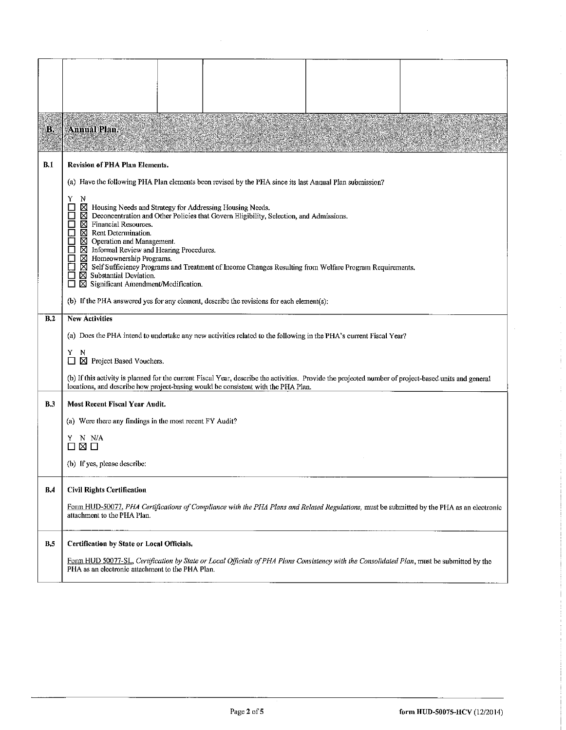| | | | | | |
|---|---|---|---|---|---|
| | | | | | |

## B. Annual Plan.

**B.1 Revision of PHA Plan Elements.**

(a) Have the following PHA Plan elements been revised by the PHA since its last Annual Plan submission?

Y N
☐ ☒ Housing Needs and Strategy for Addressing Housing Needs.
☐ ☒ Deconcentration and Other Policies that Govern Eligibility, Selection, and Admissions.
☐ ☒ Financial Resources.
☐ ☒ Rent Determination.
☐ ☒ Operation and Management.
☐ ☒ Informal Review and Hearing Procedures.
☐ ☒ Homeownership Programs.
☐ ☒ Self Sufficiency Programs and Treatment of Income Changes Resulting from Welfare Program Requirements.
☐ ☒ Substantial Deviation.
☐ ☒ Significant Amendment/Modification.

(b) If the PHA answered yes for any element, describe the revisions for each element(s):

**B.2 New Activities**

(a) Does the PHA intend to undertake any new activities related to the following in the PHA's current Fiscal Year?

Y N
☐ ☒ Project Based Vouchers.

(b) If this activity is planned for the current Fiscal Year, describe the activities. Provide the projected number of project-based units and general locations, and describe how project-basing would be consistent with the PHA Plan.

**B.3 Most Recent Fiscal Year Audit.**

(a) Were there any findings in the most recent FY Audit?

Y N N/A
☐ ☒ ☐

(b) If yes, please describe:

**B.4 Civil Rights Certification**

Form HUD-50077, *PHA Certifications of Compliance with the PHA Plans and Related Regulations*, must be submitted by the PHA as an electronic attachment to the PHA Plan.

**B.5 Certification by State or Local Officials.**

Form HUD 50077-SL, *Certification by State or Local Officials of PHA Plans Consistency with the Consolidated Plan*, must be submitted by the PHA as an electronic attachment to the PHA Plan.

form HUD-50075-HCV (12/2014)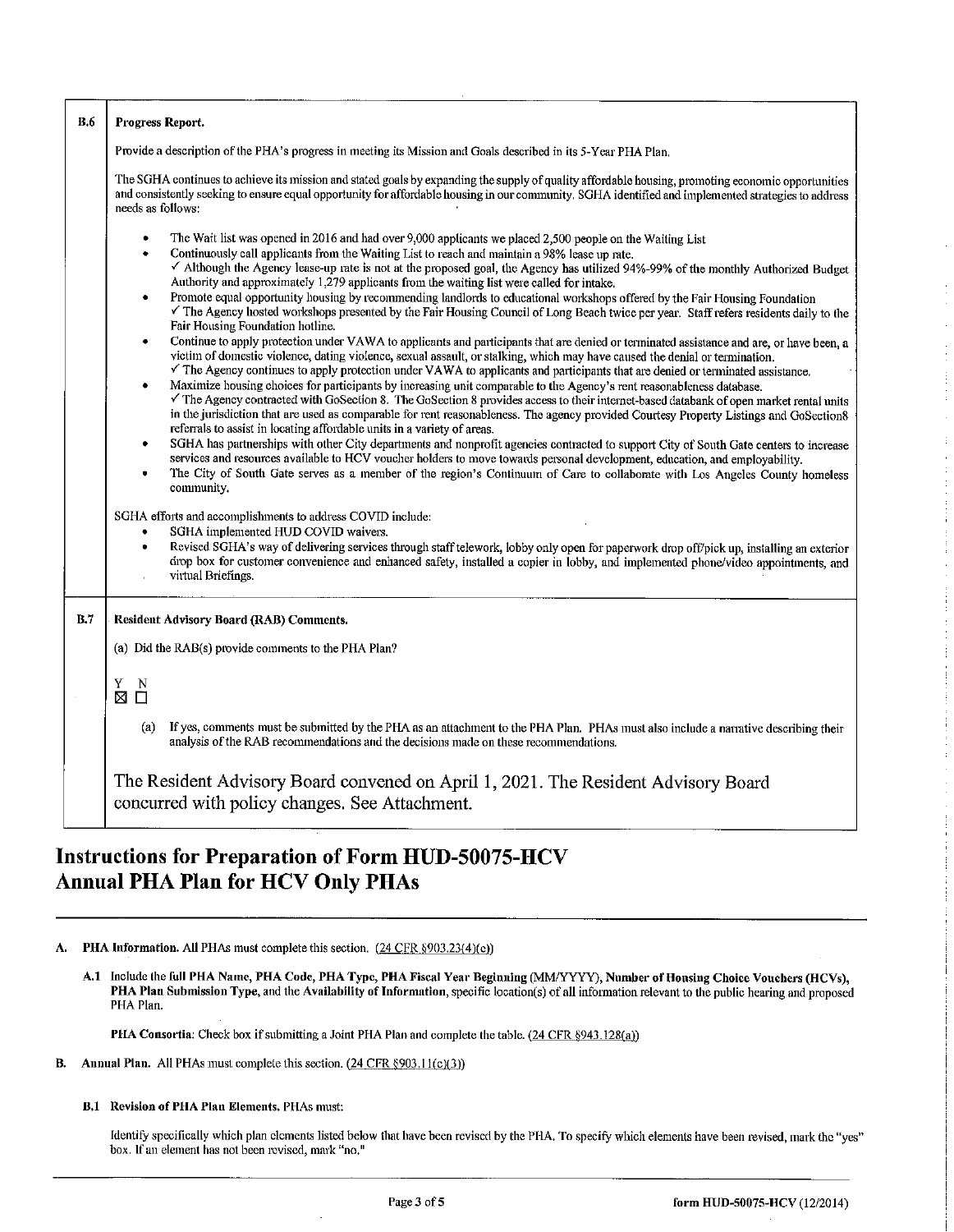| | |
|---|---|
| **B.6** | **Progress Report.**<br><br>Provide a description of the PHA's progress in meeting its Mission and Goals described in its 5-Year PHA Plan.<br><br>The SGHA continues to achieve its mission and stated goals by expanding the supply of quality affordable housing, promoting economic opportunities and consistently seeking to ensure equal opportunity for affordable housing in our community. SGHA identified and implemented strategies to address needs as follows:<br><br>• The Wait list was opened in 2016 and had over 9,000 applicants we placed 2,500 people on the Waiting List<br>• Continuously call applicants from the Waiting List to reach and maintain a 98% lease up rate.<br>✓ Although the Agency lease-up rate is not at the proposed goal, the Agency has utilized 94%-99% of the monthly Authorized Budget Authority and approximately 1,279 applicants from the waiting list were called for intake.<br>• Promote equal opportunity housing by recommending landlords to educational workshops offered by the Fair Housing Foundation<br>✓ The Agency hosted workshops presented by the Fair Housing Council of Long Beach twice per year. Staff refers residents daily to the Fair Housing Foundation hotline.<br>• Continue to apply protection under VAWA to applicants and participants that are denied or terminated assistance and are, or have been, a victim of domestic violence, dating violence, sexual assault, or stalking, which may have caused the denial or termination.<br>✓ The Agency continues to apply protection under VAWA to applicants and participants that are denied or terminated assistance.<br>• Maximize housing choices for participants by increasing unit comparable to the Agency's rent reasonableness database.<br>✓ The Agency contracted with GoSection 8. The GoSection 8 provides access to their internet-based databank of open market rental units in the jurisdiction that are used as comparable for rent reasonableness. The agency provided Courtesy Property Listings and GoSection8 referrals to assist in locating affordable units in a variety of areas.<br>• SGHA has partnerships with other City departments and nonprofit agencies contracted to support City of South Gate centers to increase services and resources available to HCV voucher holders to move towards personal development, education, and employability.<br>• The City of South Gate serves as a member of the region's Continuum of Care to collaborate with Los Angeles County homeless community.<br><br>SGHA efforts and accomplishments to address COVID include:<br>• SGHA implemented HUD COVID waivers.<br>• Revised SGHA's way of delivering services through staff telework, lobby only open for paperwork drop off/pick up, installing an exterior drop box for customer convenience and enhanced safety, installed a copier in lobby, and implemented phone/video appointments, and virtual Briefings. |
| **B.7** | **Resident Advisory Board (RAB) Comments.**<br><br>(a) Did the RAB(s) provide comments to the PHA Plan?<br><br>Y N<br>☒ ☐<br><br>(a) If yes, comments must be submitted by the PHA as an attachment to the PHA Plan. PHAs must also include a narrative describing their analysis of the RAB recommendations and the decisions made on these recommendations.<br><br>The Resident Advisory Board convened on April 1, 2021. The Resident Advisory Board concurred with policy changes. See Attachment. |

# Instructions for Preparation of Form HUD-50075-HCV
# Annual PHA Plan for HCV Only PHAs

**A. PHA Information.** All PHAs must complete this section. (24 CFR §903.23(4)(e))

**A.1** Include the full **PHA Name, PHA Code, PHA Type, PHA Fiscal Year Beginning** (MM/YYYY), **Number of Housing Choice Vouchers (HCVs), PHA Plan Submission Type,** and the **Availability of Information,** specific location(s) of all information relevant to the public hearing and proposed PHA Plan.

**PHA Consortia**: Check box if submitting a Joint PHA Plan and complete the table. (24 CFR §943.128(a))

**B. Annual Plan.** All PHAs must complete this section. (24 CFR §903.11(c)(3))

**B.1 Revision of PHA Plan Elements.** PHAs must:

Identify specifically which plan elements listed below that have been revised by the PHA. To specify which elements have been revised, mark the "yes" box. If an element has not been revised, mark "no."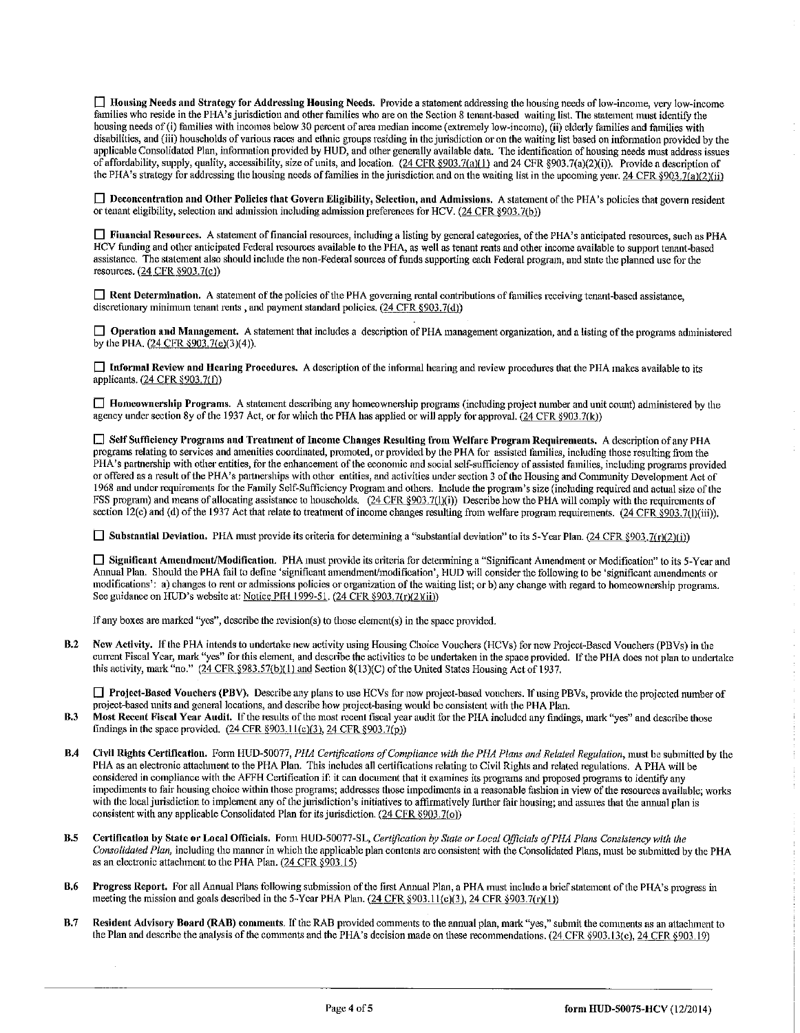☐ **Housing Needs and Strategy for Addressing Housing Needs.** Provide a statement addressing the housing needs of low-income, very low-income families who reside in the PHA's jurisdiction and other families who are on the Section 8 tenant-based waiting list. The statement must identify the housing needs of (i) families with incomes below 30 percent of area median income (extremely low-income), (ii) elderly families and families with disabilities, and (iii) households of various races and ethnic groups residing in the jurisdiction or on the waiting list based on information provided by the applicable Consolidated Plan, information provided by HUD, and other generally available data. The identification of housing needs must address issues of affordability, supply, quality, accessibility, size of units, and location. (24 CFR §903.7(a)(1) and 24 CFR §903.7(a)(2)(i)). Provide a description of the PHA's strategy for addressing the housing needs of families in the jurisdiction and on the waiting list in the upcoming year. 24 CFR §903.7(a)(2)(ii)

☐ **Deconcentration and Other Policies that Govern Eligibility, Selection, and Admissions.** A statement of the PHA's policies that govern resident or tenant eligibility, selection and admission including admission preferences for HCV. (24 CFR §903.7(b))

☐ **Financial Resources.** A statement of financial resources, including a listing by general categories, of the PHA's anticipated resources, such as PHA HCV funding and other anticipated Federal resources available to the PHA, as well as tenant rents and other income available to support tenant-based assistance. The statement also should include the non-Federal sources of funds supporting each Federal program, and state the planned use for the resources. (24 CFR §903.7(c))

☐ **Rent Determination.** A statement of the policies of the PHA governing rental contributions of families receiving tenant-based assistance, discretionary minimum tenant rents, and payment standard policies. (24 CFR §903.7(d))

☐ **Operation and Management.** A statement that includes a description of PHA management organization, and a listing of the programs administered by the PHA. (24 CFR §903.7(e)(3)(4)).

☐ **Informal Review and Hearing Procedures.** A description of the informal hearing and review procedures that the PHA makes available to its applicants. (24 CFR §903.7(f))

☐ **Homeownership Programs.** A statement describing any homeownership programs (including project number and unit count) administered by the agency under section 8y of the 1937 Act, or for which the PHA has applied or will apply for approval. (24 CFR §903.7(k))

☐ **Self Sufficiency Programs and Treatment of Income Changes Resulting from Welfare Program Requirements.** A description of any PHA programs relating to services and amenities coordinated, promoted, or provided by the PHA for assisted families, including those resulting from the PHA's partnership with other entities, for the enhancement of the economic and social self-sufficiency of assisted families, including programs provided or offered as a result of the PHA's partnerships with other entities, and activities under section 3 of the Housing and Community Development Act of 1968 and under requirements for the Family Self-Sufficiency Program and others. Include the program's size (including required and actual size of the FSS program) and means of allocating assistance to households. (24 CFR §903.7(l)(i)) Describe how the PHA will comply with the requirements of section 12(c) and (d) of the 1937 Act that relate to treatment of income changes resulting from welfare program requirements. (24 CFR §903.7(l)(iii)).

☐ **Substantial Deviation.** PHA must provide its criteria for determining a "substantial deviation" to its 5-Year Plan. (24 CFR §903.7(r)(2)(i))

☐ **Significant Amendment/Modification.** PHA must provide its criteria for determining a "Significant Amendment or Modification" to its 5-Year and Annual Plan. Should the PHA fail to define 'significant amendment/modification', HUD will consider the following to be 'significant amendments or modifications': a) changes to rent or admissions policies or organization of the waiting list; or b) any change with regard to homeownership programs. See guidance on HUD's website at: Notice PIH 1999-51. (24 CFR §903.7(r)(2)(ii))

If any boxes are marked "yes", describe the revision(s) to those element(s) in the space provided.

**B.2** **New Activity.** If the PHA intends to undertake new activity using Housing Choice Vouchers (HCVs) for new Project-Based Vouchers (PBVs) in the current Fiscal Year, mark "yes" for this element, and describe the activities to be undertaken in the space provided. If the PHA does not plan to undertake this activity, mark "no." (24 CFR §983.57(b)(1) and Section 8(13)(C) of the United States Housing Act of 1937.

☐ **Project-Based Vouchers (PBV).** Describe any plans to use HCVs for new project-based vouchers. If using PBVs, provide the projected number of project-based units and general locations, and describe how project-basing would be consistent with the PHA Plan.

**B.3** **Most Recent Fiscal Year Audit.** If the results of the most recent fiscal year audit for the PHA included any findings, mark "yes" and describe those findings in the space provided. (24 CFR §903.11(c)(3), 24 CFR §903.7(p))

**B.4** **Civil Rights Certification.** Form HUD-50077, *PHA Certifications of Compliance with the PHA Plans and Related Regulation*, must be submitted by the PHA as an electronic attachment to the PHA Plan. This includes all certifications relating to Civil Rights and related regulations. A PHA will be considered in compliance with the AFFH Certification if: it can document that it examines its programs and proposed programs to identify any impediments to fair housing choice within those programs; addresses those impediments in a reasonable fashion in view of the resources available; works with the local jurisdiction to implement any of the jurisdiction's initiatives to affirmatively further fair housing; and assures that the annual plan is consistent with any applicable Consolidated Plan for its jurisdiction. (24 CFR §903.7(o))

**B.5** **Certification by State or Local Officials.** Form HUD-50077-SL, *Certification by State or Local Officials of PHA Plans Consistency with the Consolidated Plan*, including the manner in which the applicable plan contents are consistent with the Consolidated Plans, must be submitted by the PHA as an electronic attachment to the PHA Plan. (24 CFR §903.15)

**B.6** **Progress Report.** For all Annual Plans following submission of the first Annual Plan, a PHA must include a brief statement of the PHA's progress in meeting the mission and goals described in the 5-Year PHA Plan. (24 CFR §903.11(c)(3), 24 CFR §903.7(r)(1))

**B.7** **Resident Advisory Board (RAB) comments.** If the RAB provided comments to the annual plan, mark "yes," submit the comments as an attachment to the Plan and describe the analysis of the comments and the PHA's decision made on these recommendations. (24 CFR §903.13(c), 24 CFR §903.19)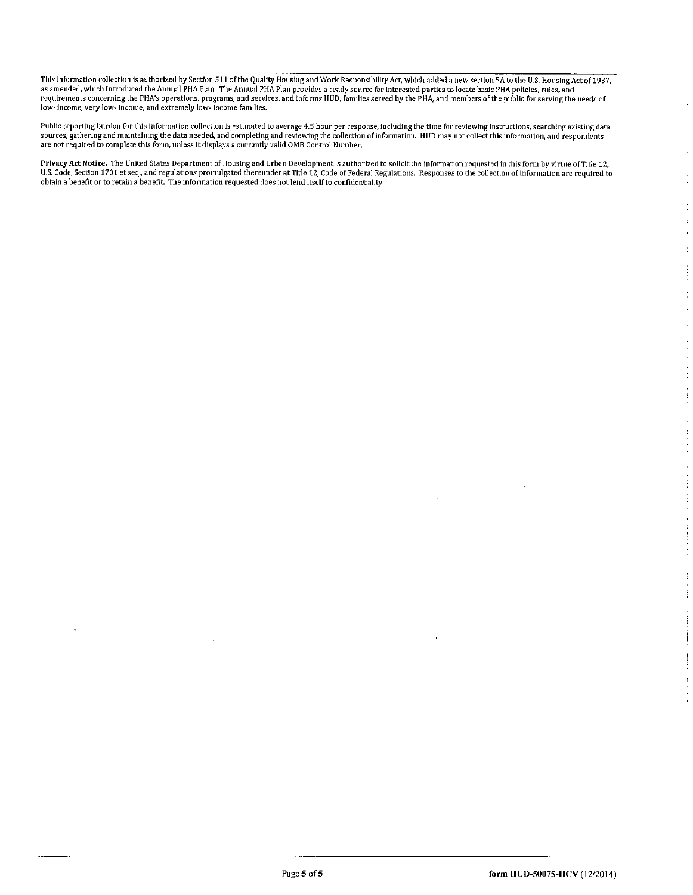This information collection is authorized by Section 511 of the Quality Housing and Work Responsibility Act, which added a new section 5A to the U.S. Housing Act of 1937, as amended, which introduced the Annual PHA Plan. The Annual PHA Plan provides a ready source for interested parties to locate basic PHA policies, rules, and requirements concerning the PHA's operations, programs, and services, and informs HUD, families served by the PHA, and members of the public for serving the needs of low- income, very low- income, and extremely low- income families.

Public reporting burden for this information collection is estimated to average 4.5 hour per response, including the time for reviewing instructions, searching existing data sources, gathering and maintaining the data needed, and completing and reviewing the collection of information. HUD may not collect this information, and respondents are not required to complete this form, unless it displays a currently valid OMB Control Number.

**Privacy Act Notice.** The United States Department of Housing and Urban Development is authorized to solicit the information requested in this form by virtue of Title 12, U.S. Code, Section 1701 et seq., and regulations promulgated thereunder at Title 12, Code of Federal Regulations. Responses to the collection of information are required to obtain a benefit or to retain a benefit. The information requested does not lend itself to confidentiality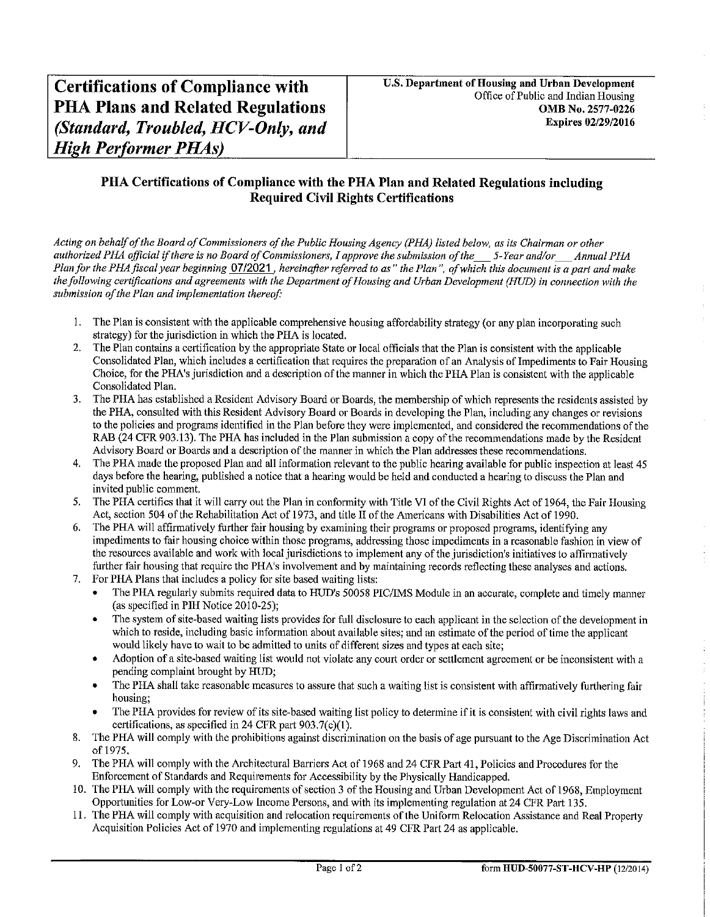# Certifications of Compliance with PHA Plans and Related Regulations *(Standard, Troubled, HCV-Only, and High Performer PHAs)*

**U.S. Department of Housing and Urban Development**
Office of Public and Indian Housing
**OMB No. 2577-0226**
**Expires 02/29/2016**

## PHA Certifications of Compliance with the PHA Plan and Related Regulations including Required Civil Rights Certifications

*Acting on behalf of the Board of Commissioners of the Public Housing Agency (PHA) listed below, as its Chairman or other authorized PHA official if there is no Board of Commissioners, I approve the submission of the ___ 5-Year and/or ___ Annual PHA Plan for the PHA fiscal year beginning* 07/2021*, hereinafter referred to as " the Plan", of which this document is a part and make the following certifications and agreements with the Department of Housing and Urban Development (HUD) in connection with the submission of the Plan and implementation thereof:*

1. The Plan is consistent with the applicable comprehensive housing affordability strategy (or any plan incorporating such strategy) for the jurisdiction in which the PHA is located.
2. The Plan contains a certification by the appropriate State or local officials that the Plan is consistent with the applicable Consolidated Plan, which includes a certification that requires the preparation of an Analysis of Impediments to Fair Housing Choice, for the PHA's jurisdiction and a description of the manner in which the PHA Plan is consistent with the applicable Consolidated Plan.
3. The PHA has established a Resident Advisory Board or Boards, the membership of which represents the residents assisted by the PHA, consulted with this Resident Advisory Board or Boards in developing the Plan, including any changes or revisions to the policies and programs identified in the Plan before they were implemented, and considered the recommendations of the RAB (24 CFR 903.13). The PHA has included in the Plan submission a copy of the recommendations made by the Resident Advisory Board or Boards and a description of the manner in which the Plan addresses these recommendations.
4. The PHA made the proposed Plan and all information relevant to the public hearing available for public inspection at least 45 days before the hearing, published a notice that a hearing would be held and conducted a hearing to discuss the Plan and invited public comment.
5. The PHA certifies that it will carry out the Plan in conformity with Title VI of the Civil Rights Act of 1964, the Fair Housing Act, section 504 of the Rehabilitation Act of 1973, and title II of the Americans with Disabilities Act of 1990.
6. The PHA will affirmatively further fair housing by examining their programs or proposed programs, identifying any impediments to fair housing choice within those programs, addressing those impediments in a reasonable fashion in view of the resources available and work with local jurisdictions to implement any of the jurisdiction's initiatives to affirmatively further fair housing that require the PHA's involvement and by maintaining records reflecting these analyses and actions.
7. For PHA Plans that includes a policy for site based waiting lists:
   - The PHA regularly submits required data to HUD's 50058 PIC/IMS Module in an accurate, complete and timely manner (as specified in PIH Notice 2010-25);
   - The system of site-based waiting lists provides for full disclosure to each applicant in the selection of the development in which to reside, including basic information about available sites; and an estimate of the period of time the applicant would likely have to wait to be admitted to units of different sizes and types at each site;
   - Adoption of a site-based waiting list would not violate any court order or settlement agreement or be inconsistent with a pending complaint brought by HUD;
   - The PHA shall take reasonable measures to assure that such a waiting list is consistent with affirmatively furthering fair housing;
   - The PHA provides for review of its site-based waiting list policy to determine if it is consistent with civil rights laws and certifications, as specified in 24 CFR part 903.7(c)(1).
8. The PHA will comply with the prohibitions against discrimination on the basis of age pursuant to the Age Discrimination Act of 1975.
9. The PHA will comply with the Architectural Barriers Act of 1968 and 24 CFR Part 41, Policies and Procedures for the Enforcement of Standards and Requirements for Accessibility by the Physically Handicapped.
10. The PHA will comply with the requirements of section 3 of the Housing and Urban Development Act of 1968, Employment Opportunities for Low-or Very-Low Income Persons, and with its implementing regulation at 24 CFR Part 135.
11. The PHA will comply with acquisition and relocation requirements of the Uniform Relocation Assistance and Real Property Acquisition Policies Act of 1970 and implementing regulations at 49 CFR Part 24 as applicable.

form HUD-50077-ST-HCV-HP (12/2014)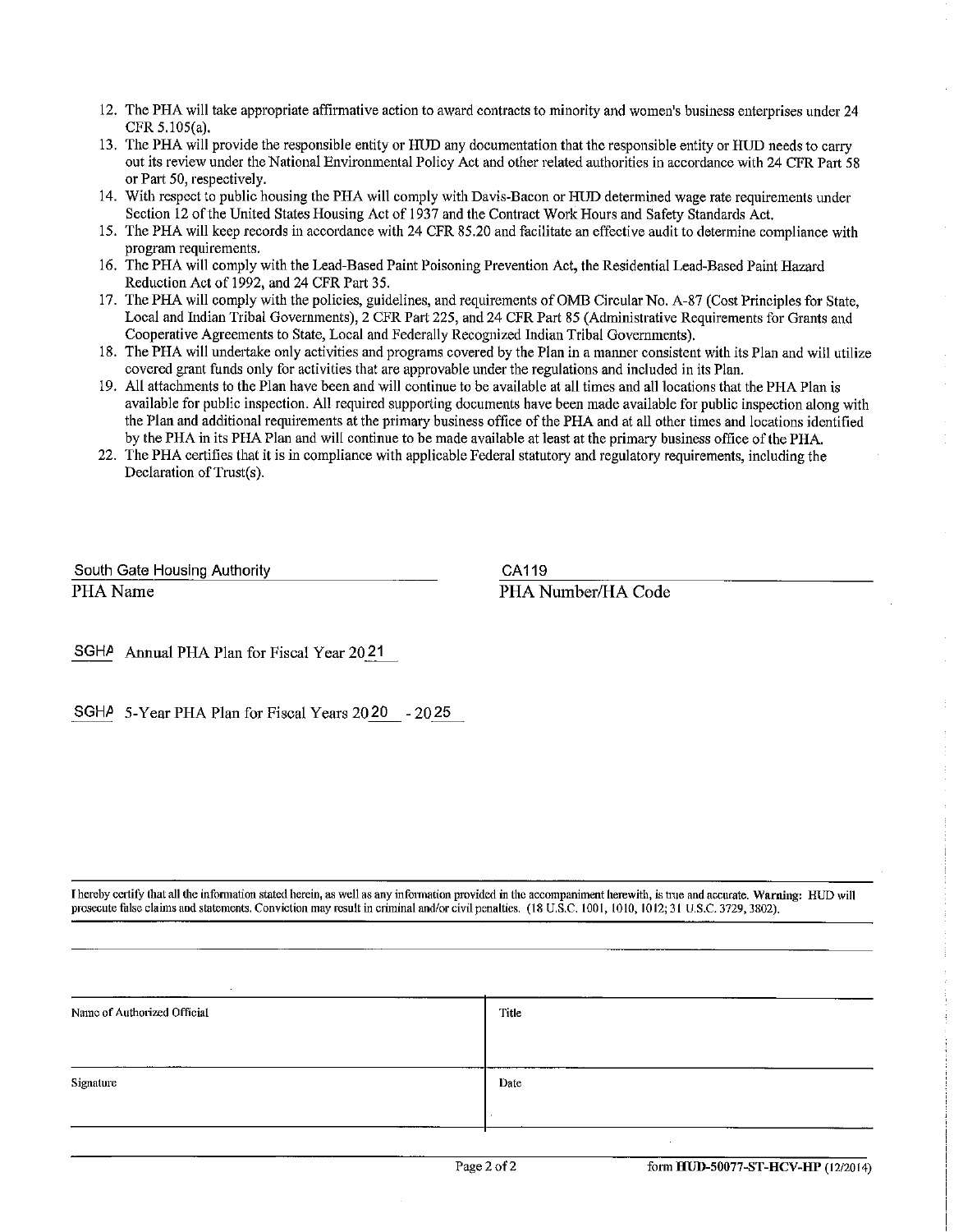12. The PHA will take appropriate affirmative action to award contracts to minority and women's business enterprises under 24 CFR 5.105(a).
13. The PHA will provide the responsible entity or HUD any documentation that the responsible entity or HUD needs to carry out its review under the National Environmental Policy Act and other related authorities in accordance with 24 CFR Part 58 or Part 50, respectively.
14. With respect to public housing the PHA will comply with Davis-Bacon or HUD determined wage rate requirements under Section 12 of the United States Housing Act of 1937 and the Contract Work Hours and Safety Standards Act.
15. The PHA will keep records in accordance with 24 CFR 85.20 and facilitate an effective audit to determine compliance with program requirements.
16. The PHA will comply with the Lead-Based Paint Poisoning Prevention Act, the Residential Lead-Based Paint Hazard Reduction Act of 1992, and 24 CFR Part 35.
17. The PHA will comply with the policies, guidelines, and requirements of OMB Circular No. A-87 (Cost Principles for State, Local and Indian Tribal Governments), 2 CFR Part 225, and 24 CFR Part 85 (Administrative Requirements for Grants and Cooperative Agreements to State, Local and Federally Recognized Indian Tribal Governments).
18. The PHA will undertake only activities and programs covered by the Plan in a manner consistent with its Plan and will utilize covered grant funds only for activities that are approvable under the regulations and included in its Plan.
19. All attachments to the Plan have been and will continue to be available at all times and all locations that the PHA Plan is available for public inspection. All required supporting documents have been made available for public inspection along with the Plan and additional requirements at the primary business office of the PHA and at all other times and locations identified by the PHA in its PHA Plan and will continue to be made available at least at the primary business office of the PHA.
22. The PHA certifies that it is in compliance with applicable Federal statutory and regulatory requirements, including the Declaration of Trust(s).

| South Gate Housing Authority | CA119 |
| --- | --- |
| PHA Name | PHA Number/HA Code |

SGHA Annual PHA Plan for Fiscal Year 2021

SGHA 5-Year PHA Plan for Fiscal Years 2020 - 2025

I hereby certify that all the information stated herein, as well as any information provided in the accompaniment herewith, is true and accurate. **Warning:** HUD will prosecute false claims and statements. Conviction may result in criminal and/or civil penalties. (18 U.S.C. 1001, 1010, 1012; 31 U.S.C. 3729, 3802).

| Name of Authorized Official | Title |
| --- | --- |
| Signature | Date |

form **HUD-50077-ST-HCV-HP** (12/2014)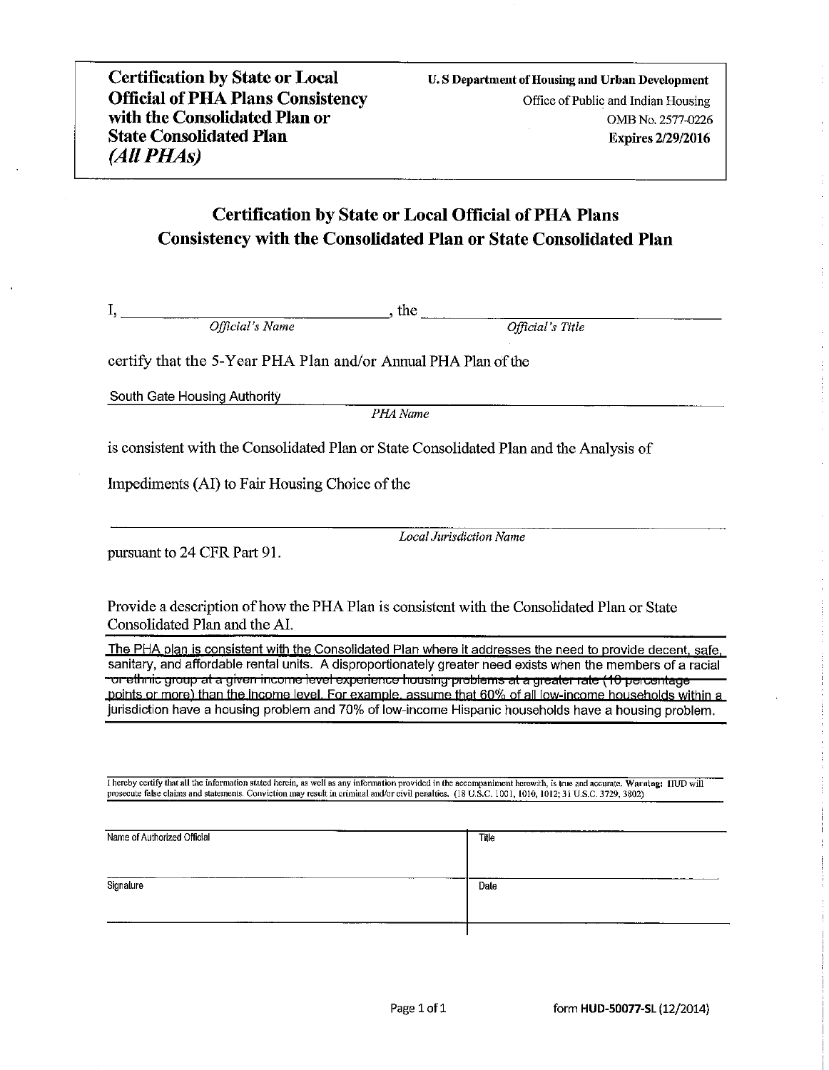**Certification by State or Local Official of PHA Plans Consistency with the Consolidated Plan or State Consolidated Plan**
***(All PHAs)***

**U. S Department of Housing and Urban Development**
Office of Public and Indian Housing
OMB No. 2577-0226
**Expires 2/29/2016**

## Certification by State or Local Official of PHA Plans Consistency with the Consolidated Plan or State Consolidated Plan

I, ______________________________, the ______________________________
*Official's Name* *Official's Title*

certify that the 5-Year PHA Plan and/or Annual PHA Plan of the

South Gate Housing Authority
*PHA Name*

is consistent with the Consolidated Plan or State Consolidated Plan and the Analysis of

Impediments (AI) to Fair Housing Choice of the

______________________________
*Local Jurisdiction Name*

pursuant to 24 CFR Part 91.

Provide a description of how the PHA Plan is consistent with the Consolidated Plan or State Consolidated Plan and the AI.

The PHA plan is consistent with the Consolidated Plan where it addresses the need to provide decent, safe, sanitary, and affordable rental units. A disproportionately greater need exists when the members of a racial or ethnic group at a given income level experience housing problems at a greater rate (10 percentage points or more) than the income level. For example, assume that 60% of all low-income households within a jurisdiction have a housing problem and 70% of low-income Hispanic households have a housing problem.

I hereby certify that all the information stated herein, as well as any information provided in the accompaniment herewith, is true and accurate. **Warning:** HUD will prosecute false claims and statements. Conviction may result in criminal and/or civil penalties. (18 U.S.C. 1001, 1010, 1012; 31 U.S.C. 3729, 3802)

| Name of Authorized Official | Title |
| --- | --- |
| Signature | Date |

form **HUD-50077-SL** (12/2014)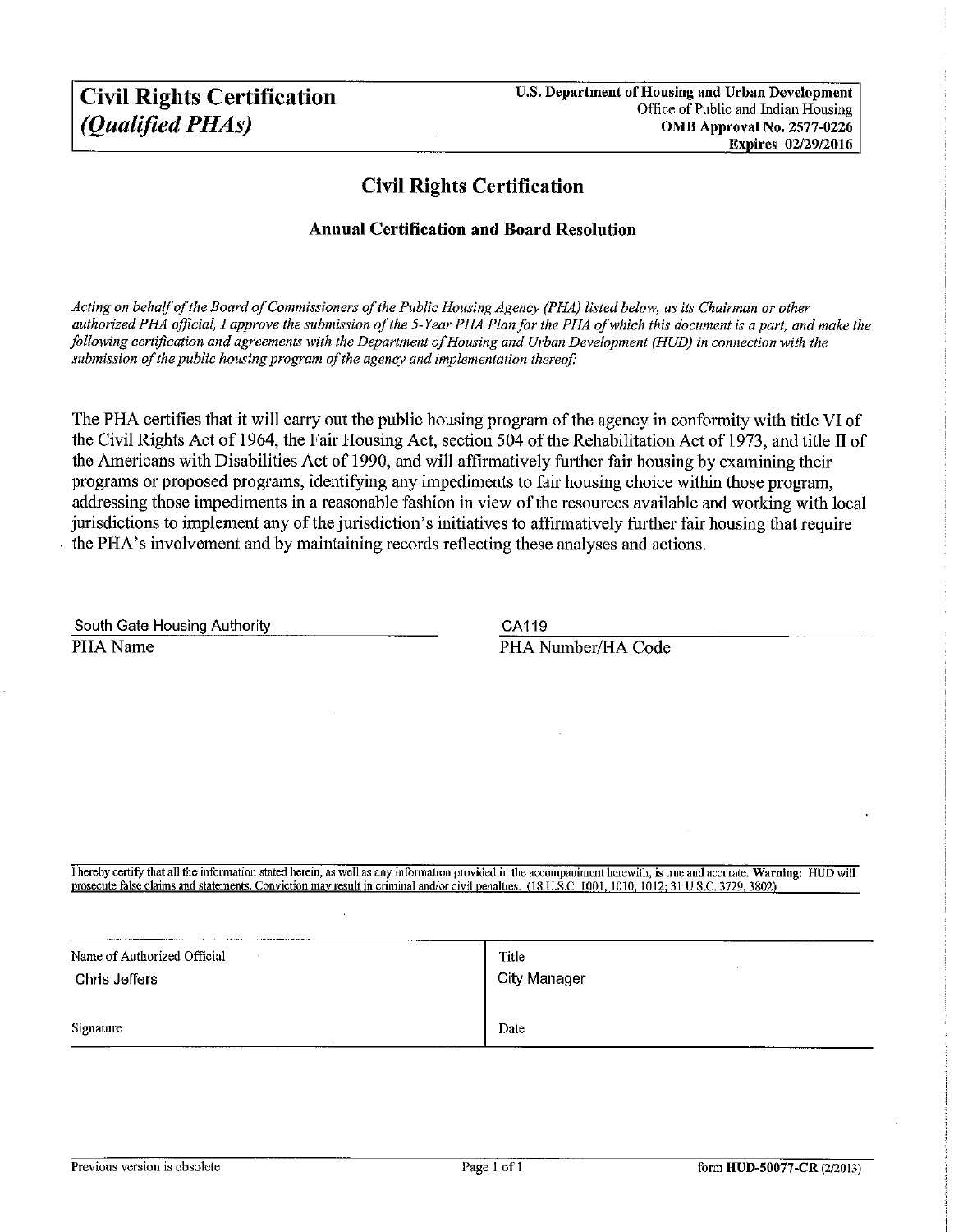# Civil Rights Certification *(Qualified PHAs)*

**U.S. Department of Housing and Urban Development**
Office of Public and Indian Housing
**OMB Approval No. 2577-0226**
**Expires 02/29/2016**

## Civil Rights Certification

### Annual Certification and Board Resolution

*Acting on behalf of the Board of Commissioners of the Public Housing Agency (PHA) listed below, as its Chairman or other authorized PHA official, I approve the submission of the 5-Year PHA Plan for the PHA of which this document is a part, and make the following certification and agreements with the Department of Housing and Urban Development (HUD) in connection with the submission of the public housing program of the agency and implementation thereof:*

The PHA certifies that it will carry out the public housing program of the agency in conformity with title VI of the Civil Rights Act of 1964, the Fair Housing Act, section 504 of the Rehabilitation Act of 1973, and title II of the Americans with Disabilities Act of 1990, and will affirmatively further fair housing by examining their programs or proposed programs, identifying any impediments to fair housing choice within those program, addressing those impediments in a reasonable fashion in view of the resources available and working with local jurisdictions to implement any of the jurisdiction's initiatives to affirmatively further fair housing that require the PHA's involvement and by maintaining records reflecting these analyses and actions.

| South Gate Housing Authority | CA119 |
|---|---|
| PHA Name | PHA Number/HA Code |

I hereby certify that all the information stated herein, as well as any information provided in the accompaniment herewith, is true and accurate. **Warning:** HUD will prosecute false claims and statements. Conviction may result in criminal and/or civil penalties. (18 U.S.C. 1001, 1010, 1012; 31 U.S.C. 3729, 3802)

| Name of Authorized Official | Title |
|---|---|
| Chris Jeffers | City Manager |
| Signature | Date |

Previous version is obsolete

form **HUD-50077-CR** (2/2013)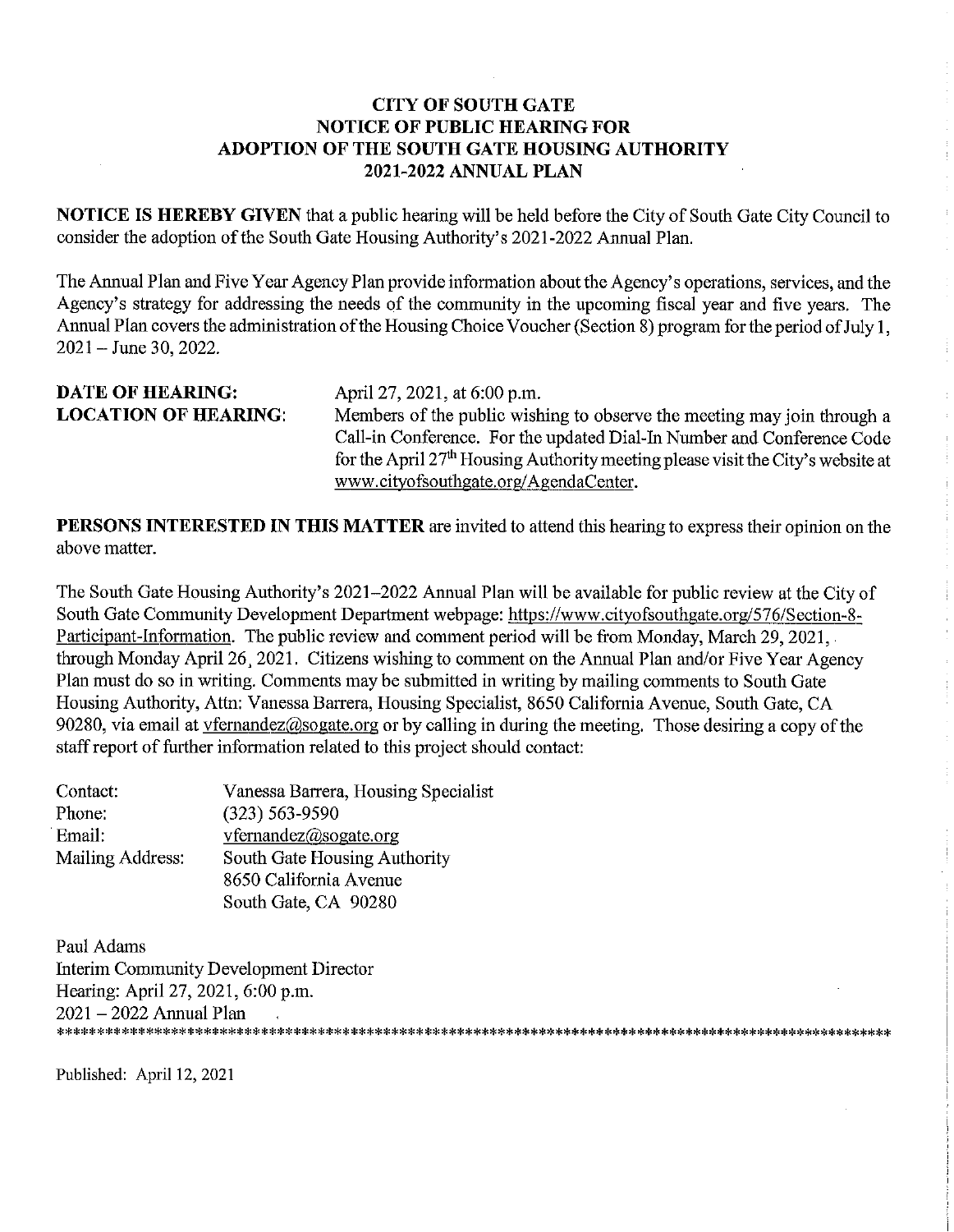# CITY OF SOUTH GATE
# NOTICE OF PUBLIC HEARING FOR
# ADOPTION OF THE SOUTH GATE HOUSING AUTHORITY
# 2021-2022 ANNUAL PLAN

**NOTICE IS HEREBY GIVEN** that a public hearing will be held before the City of South Gate City Council to consider the adoption of the South Gate Housing Authority's 2021-2022 Annual Plan.

The Annual Plan and Five Year Agency Plan provide information about the Agency's operations, services, and the Agency's strategy for addressing the needs of the community in the upcoming fiscal year and five years. The Annual Plan covers the administration of the Housing Choice Voucher (Section 8) program for the period of July 1, 2021 – June 30, 2022.

| | |
|---|---|
| **DATE OF HEARING:** | April 27, 2021, at 6:00 p.m. |
| **LOCATION OF HEARING:** | Members of the public wishing to observe the meeting may join through a Call-in Conference. For the updated Dial-In Number and Conference Code for the April 27th Housing Authority meeting please visit the City's website at www.cityofsouthgate.org/AgendaCenter. |

**PERSONS INTERESTED IN THIS MATTER** are invited to attend this hearing to express their opinion on the above matter.

The South Gate Housing Authority's 2021–2022 Annual Plan will be available for public review at the City of South Gate Community Development Department webpage: https://www.cityofsouthgate.org/576/Section-8-Participant-Information. The public review and comment period will be from Monday, March 29, 2021, through Monday April 26, 2021. Citizens wishing to comment on the Annual Plan and/or Five Year Agency Plan must do so in writing. Comments may be submitted in writing by mailing comments to South Gate Housing Authority, Attn: Vanessa Barrera, Housing Specialist, 8650 California Avenue, South Gate, CA 90280, via email at vfernandez@sogate.org or by calling in during the meeting. Those desiring a copy of the staff report of further information related to this project should contact:

| | |
|---|---|
| Contact: | Vanessa Barrera, Housing Specialist |
| Phone: | (323) 563-9590 |
| Email: | vfernandez@sogate.org |
| Mailing Address: | South Gate Housing Authority<br>8650 California Avenue<br>South Gate, CA 90280 |

Paul Adams
Interim Community Development Director
Hearing: April 27, 2021, 6:00 p.m.
2021 – 2022 Annual Plan

****************************************************************************************************

Published: April 12, 2021